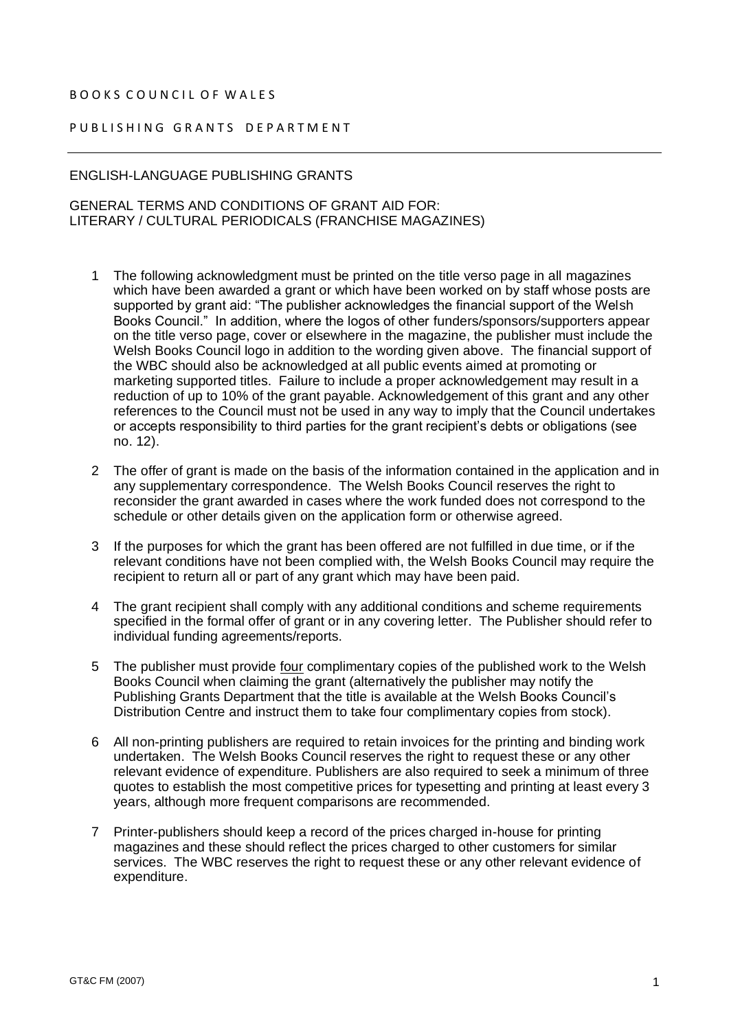BOOKS COUNCIL OF WALES

PUBLISHING GRANTS DEPARTMENT

---

ENGLISH-LANGUAGE PUBLISHING GRANTS

GENERAL TERMS AND CONDITIONS OF GRANT AID FOR:
LITERARY / CULTURAL PERIODICALS (FRANCHISE MAGAZINES)

1. The following acknowledgment must be printed on the title verso page in all magazines which have been awarded a grant or which have been worked on by staff whose posts are supported by grant aid: "The publisher acknowledges the financial support of the Welsh Books Council." In addition, where the logos of other funders/sponsors/supporters appear on the title verso page, cover or elsewhere in the magazine, the publisher must include the Welsh Books Council logo in addition to the wording given above. The financial support of the WBC should also be acknowledged at all public events aimed at promoting or marketing supported titles. Failure to include a proper acknowledgement may result in a reduction of up to 10% of the grant payable. Acknowledgement of this grant and any other references to the Council must not be used in any way to imply that the Council undertakes or accepts responsibility to third parties for the grant recipient's debts or obligations (see no. 12).

2. The offer of grant is made on the basis of the information contained in the application and in any supplementary correspondence. The Welsh Books Council reserves the right to reconsider the grant awarded in cases where the work funded does not correspond to the schedule or other details given on the application form or otherwise agreed.

3. If the purposes for which the grant has been offered are not fulfilled in due time, or if the relevant conditions have not been complied with, the Welsh Books Council may require the recipient to return all or part of any grant which may have been paid.

4. The grant recipient shall comply with any additional conditions and scheme requirements specified in the formal offer of grant or in any covering letter. The Publisher should refer to individual funding agreements/reports.

5. The publisher must provide <u>four</u> complimentary copies of the published work to the Welsh Books Council when claiming the grant (alternatively the publisher may notify the Publishing Grants Department that the title is available at the Welsh Books Council's Distribution Centre and instruct them to take four complimentary copies from stock).

6. All non-printing publishers are required to retain invoices for the printing and binding work undertaken. The Welsh Books Council reserves the right to request these or any other relevant evidence of expenditure. Publishers are also required to seek a minimum of three quotes to establish the most competitive prices for typesetting and printing at least every 3 years, although more frequent comparisons are recommended.

7. Printer-publishers should keep a record of the prices charged in-house for printing magazines and these should reflect the prices charged to other customers for similar services. The WBC reserves the right to request these or any other relevant evidence of expenditure.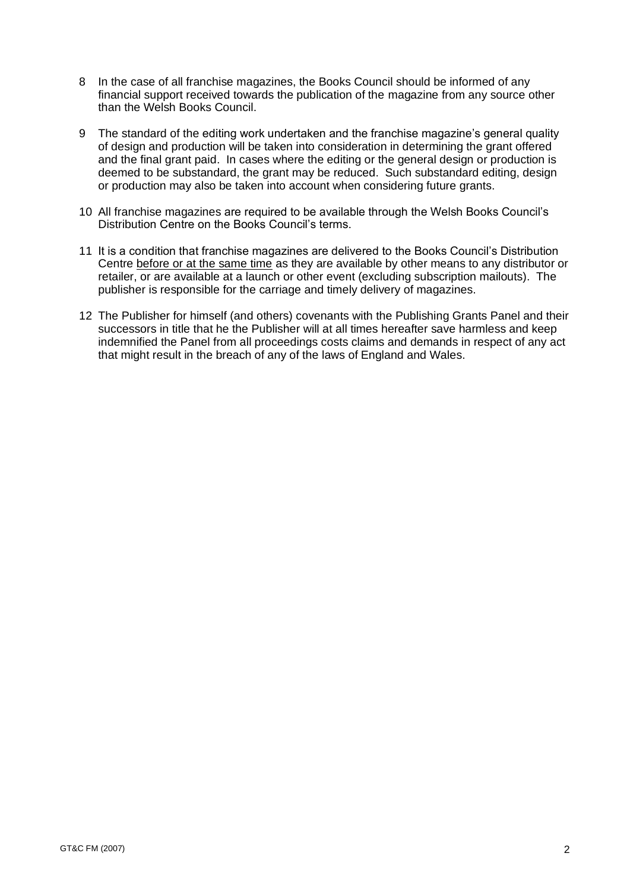8. In the case of all franchise magazines, the Books Council should be informed of any financial support received towards the publication of the magazine from any source other than the Welsh Books Council.

9. The standard of the editing work undertaken and the franchise magazine's general quality of design and production will be taken into consideration in determining the grant offered and the final grant paid. In cases where the editing or the general design or production is deemed to be substandard, the grant may be reduced. Such substandard editing, design or production may also be taken into account when considering future grants.

10. All franchise magazines are required to be available through the Welsh Books Council's Distribution Centre on the Books Council's terms.

11. It is a condition that franchise magazines are delivered to the Books Council's Distribution Centre <u>before or at the same time</u> as they are available by other means to any distributor or retailer, or are available at a launch or other event (excluding subscription mailouts). The publisher is responsible for the carriage and timely delivery of magazines.

12. The Publisher for himself (and others) covenants with the Publishing Grants Panel and their successors in title that he the Publisher will at all times hereafter save harmless and keep indemnified the Panel from all proceedings costs claims and demands in respect of any act that might result in the breach of any of the laws of England and Wales.